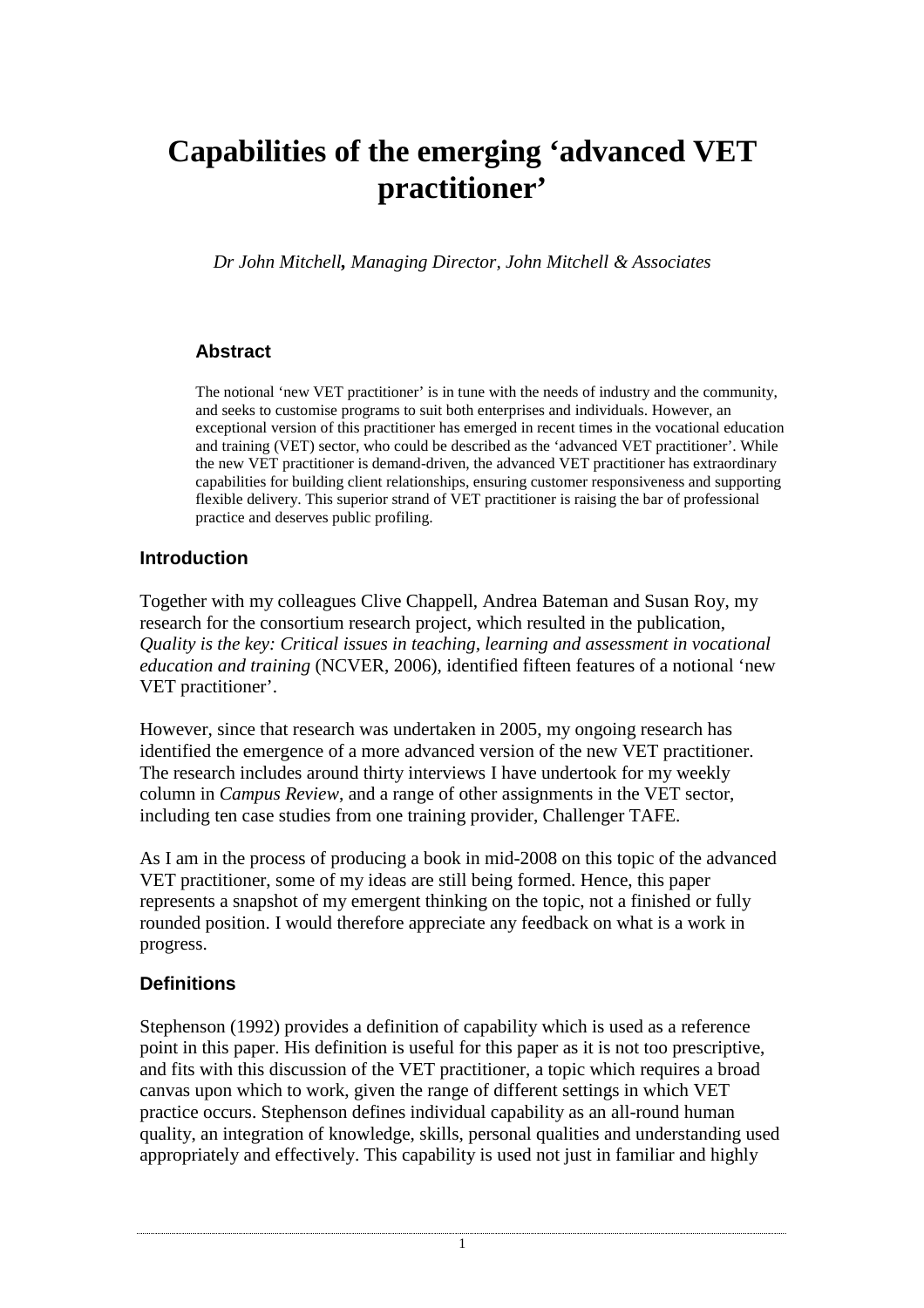# Capabilities of the emerging 'advanced VET practitioner'

*Dr John Mitchell, Managing Director, John Mitchell & Associates*

### Abstract

The notional 'new VET practitioner' is in tune with the needs of industry and the community, and seeks to customise programs to suit both enterprises and individuals. However, an exceptional version of this practitioner has emerged in recent times in the vocational education and training (VET) sector, who could be described as the 'advanced VET practitioner'. While the new VET practitioner is demand-driven, the advanced VET practitioner has extraordinary capabilities for building client relationships, ensuring customer responsiveness and supporting flexible delivery. This superior strand of VET practitioner is raising the bar of professional practice and deserves public profiling.

## Introduction

Together with my colleagues Clive Chappell, Andrea Bateman and Susan Roy, my research for the consortium research project, which resulted in the publication, *Quality is the key: Critical issues in teaching, learning and assessment in vocational education and training* (NCVER, 2006), identified fifteen features of a notional 'new VET practitioner'.

However, since that research was undertaken in 2005, my ongoing research has identified the emergence of a more advanced version of the new VET practitioner. The research includes around thirty interviews I have undertook for my weekly column in *Campus Review*, and a range of other assignments in the VET sector, including ten case studies from one training provider, Challenger TAFE.

As I am in the process of producing a book in mid-2008 on this topic of the advanced VET practitioner, some of my ideas are still being formed. Hence, this paper represents a snapshot of my emergent thinking on the topic, not a finished or fully rounded position. I would therefore appreciate any feedback on what is a work in progress.

## Definitions

Stephenson (1992) provides a definition of capability which is used as a reference point in this paper. His definition is useful for this paper as it is not too prescriptive, and fits with this discussion of the VET practitioner, a topic which requires a broad canvas upon which to work, given the range of different settings in which VET practice occurs. Stephenson defines individual capability as an all-round human quality, an integration of knowledge, skills, personal qualities and understanding used appropriately and effectively. This capability is used not just in familiar and highly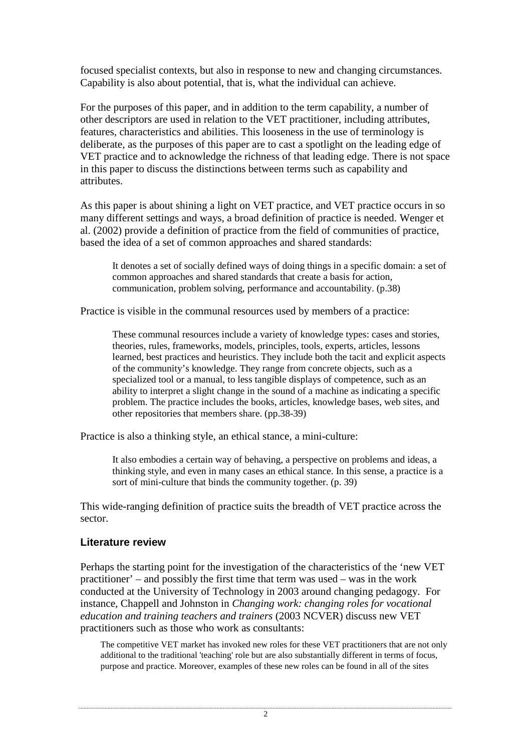focused specialist contexts, but also in response to new and changing circumstances. Capability is also about potential, that is, what the individual can achieve.

For the purposes of this paper, and in addition to the term capability, a number of other descriptors are used in relation to the VET practitioner, including attributes, features, characteristics and abilities. This looseness in the use of terminology is deliberate, as the purposes of this paper are to cast a spotlight on the leading edge of VET practice and to acknowledge the richness of that leading edge. There is not space in this paper to discuss the distinctions between terms such as capability and attributes.

As this paper is about shining a light on VET practice, and VET practice occurs in so many different settings and ways, a broad definition of practice is needed. Wenger et al. (2002) provide a definition of practice from the field of communities of practice, based the idea of a set of common approaches and shared standards:

> It denotes a set of socially defined ways of doing things in a specific domain: a set of common approaches and shared standards that create a basis for action, communication, problem solving, performance and accountability. (p.38)

Practice is visible in the communal resources used by members of a practice:

> These communal resources include a variety of knowledge types: cases and stories, theories, rules, frameworks, models, principles, tools, experts, articles, lessons learned, best practices and heuristics. They include both the tacit and explicit aspects of the community's knowledge. They range from concrete objects, such as a specialized tool or a manual, to less tangible displays of competence, such as an ability to interpret a slight change in the sound of a machine as indicating a specific problem. The practice includes the books, articles, knowledge bases, web sites, and other repositories that members share. (pp.38-39)

Practice is also a thinking style, an ethical stance, a mini-culture:

> It also embodies a certain way of behaving, a perspective on problems and ideas, a thinking style, and even in many cases an ethical stance. In this sense, a practice is a sort of mini-culture that binds the community together. (p. 39)

This wide-ranging definition of practice suits the breadth of VET practice across the sector.

## Literature review

Perhaps the starting point for the investigation of the characteristics of the 'new VET practitioner' – and possibly the first time that term was used – was in the work conducted at the University of Technology in 2003 around changing pedagogy. For instance, Chappell and Johnston in *Changing work: changing roles for vocational education and training teachers and trainers* (2003 NCVER) discuss new VET practitioners such as those who work as consultants:

> The competitive VET market has invoked new roles for these VET practitioners that are not only additional to the traditional 'teaching' role but are also substantially different in terms of focus, purpose and practice. Moreover, examples of these new roles can be found in all of the sites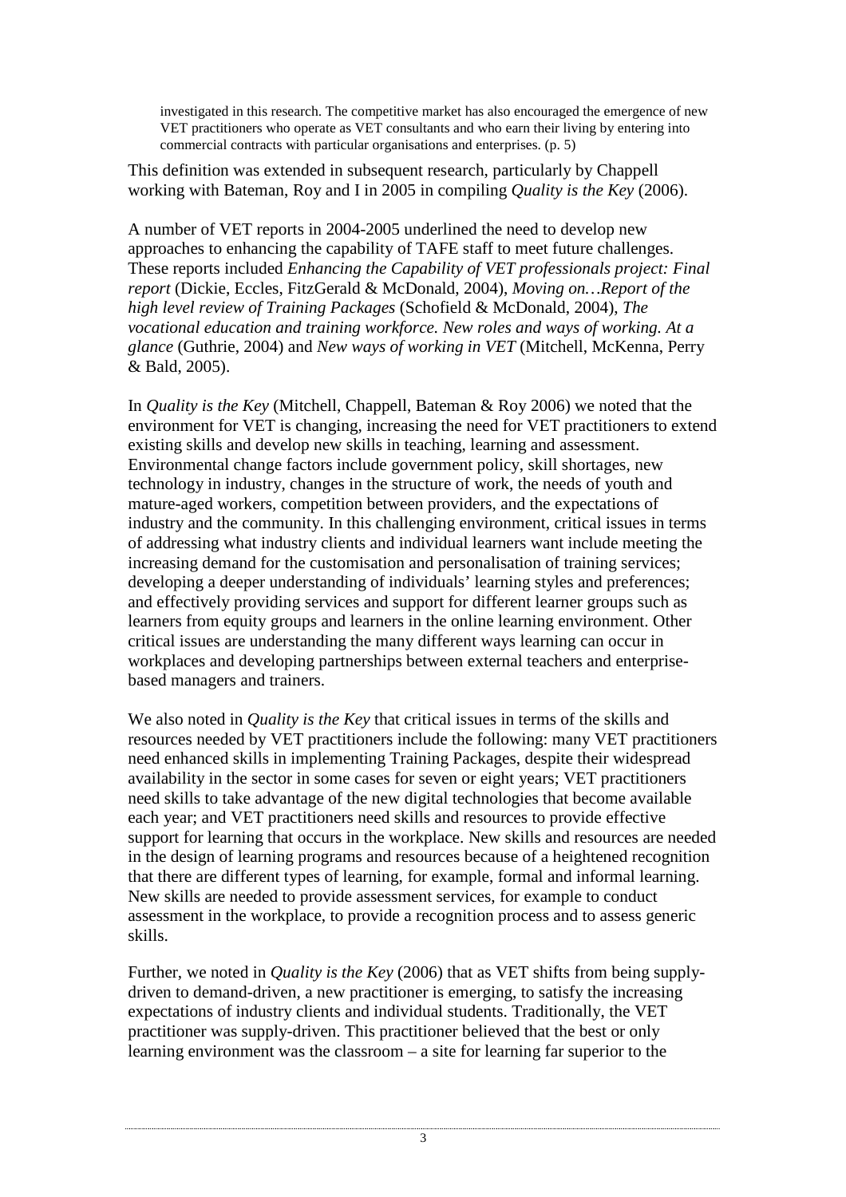> investigated in this research. The competitive market has also encouraged the emergence of new VET practitioners who operate as VET consultants and who earn their living by entering into commercial contracts with particular organisations and enterprises. (p. 5)

This definition was extended in subsequent research, particularly by Chappell working with Bateman, Roy and I in 2005 in compiling *Quality is the Key* (2006).

A number of VET reports in 2004-2005 underlined the need to develop new approaches to enhancing the capability of TAFE staff to meet future challenges. These reports included *Enhancing the Capability of VET professionals project: Final report* (Dickie, Eccles, FitzGerald & McDonald, 2004), *Moving on…Report of the high level review of Training Packages* (Schofield & McDonald, 2004), *The vocational education and training workforce. New roles and ways of working. At a glance* (Guthrie, 2004) and *New ways of working in VET* (Mitchell, McKenna, Perry & Bald, 2005).

In *Quality is the Key* (Mitchell, Chappell, Bateman & Roy 2006) we noted that the environment for VET is changing, increasing the need for VET practitioners to extend existing skills and develop new skills in teaching, learning and assessment. Environmental change factors include government policy, skill shortages, new technology in industry, changes in the structure of work, the needs of youth and mature-aged workers, competition between providers, and the expectations of industry and the community. In this challenging environment, critical issues in terms of addressing what industry clients and individual learners want include meeting the increasing demand for the customisation and personalisation of training services; developing a deeper understanding of individuals' learning styles and preferences; and effectively providing services and support for different learner groups such as learners from equity groups and learners in the online learning environment. Other critical issues are understanding the many different ways learning can occur in workplaces and developing partnerships between external teachers and enterprise-based managers and trainers.

We also noted in *Quality is the Key* that critical issues in terms of the skills and resources needed by VET practitioners include the following: many VET practitioners need enhanced skills in implementing Training Packages, despite their widespread availability in the sector in some cases for seven or eight years; VET practitioners need skills to take advantage of the new digital technologies that become available each year; and VET practitioners need skills and resources to provide effective support for learning that occurs in the workplace. New skills and resources are needed in the design of learning programs and resources because of a heightened recognition that there are different types of learning, for example, formal and informal learning. New skills are needed to provide assessment services, for example to conduct assessment in the workplace, to provide a recognition process and to assess generic skills.

Further, we noted in *Quality is the Key* (2006) that as VET shifts from being supply-driven to demand-driven, a new practitioner is emerging, to satisfy the increasing expectations of industry clients and individual students. Traditionally, the VET practitioner was supply-driven. This practitioner believed that the best or only learning environment was the classroom – a site for learning far superior to the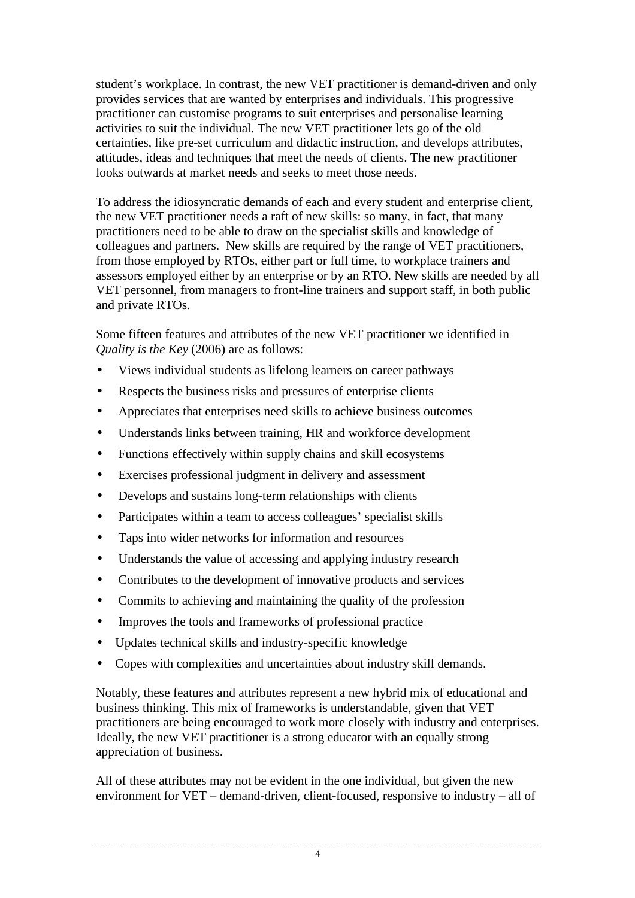student's workplace. In contrast, the new VET practitioner is demand-driven and only provides services that are wanted by enterprises and individuals. This progressive practitioner can customise programs to suit enterprises and personalise learning activities to suit the individual. The new VET practitioner lets go of the old certainties, like pre-set curriculum and didactic instruction, and develops attributes, attitudes, ideas and techniques that meet the needs of clients. The new practitioner looks outwards at market needs and seeks to meet those needs.

To address the idiosyncratic demands of each and every student and enterprise client, the new VET practitioner needs a raft of new skills: so many, in fact, that many practitioners need to be able to draw on the specialist skills and knowledge of colleagues and partners. New skills are required by the range of VET practitioners, from those employed by RTOs, either part or full time, to workplace trainers and assessors employed either by an enterprise or by an RTO. New skills are needed by all VET personnel, from managers to front-line trainers and support staff, in both public and private RTOs.

Some fifteen features and attributes of the new VET practitioner we identified in *Quality is the Key* (2006) are as follows:

- Views individual students as lifelong learners on career pathways
- Respects the business risks and pressures of enterprise clients
- Appreciates that enterprises need skills to achieve business outcomes
- Understands links between training, HR and workforce development
- Functions effectively within supply chains and skill ecosystems
- Exercises professional judgment in delivery and assessment
- Develops and sustains long-term relationships with clients
- Participates within a team to access colleagues' specialist skills
- Taps into wider networks for information and resources
- Understands the value of accessing and applying industry research
- Contributes to the development of innovative products and services
- Commits to achieving and maintaining the quality of the profession
- Improves the tools and frameworks of professional practice
- Updates technical skills and industry-specific knowledge
- Copes with complexities and uncertainties about industry skill demands.

Notably, these features and attributes represent a new hybrid mix of educational and business thinking. This mix of frameworks is understandable, given that VET practitioners are being encouraged to work more closely with industry and enterprises. Ideally, the new VET practitioner is a strong educator with an equally strong appreciation of business.

All of these attributes may not be evident in the one individual, but given the new environment for VET – demand-driven, client-focused, responsive to industry – all of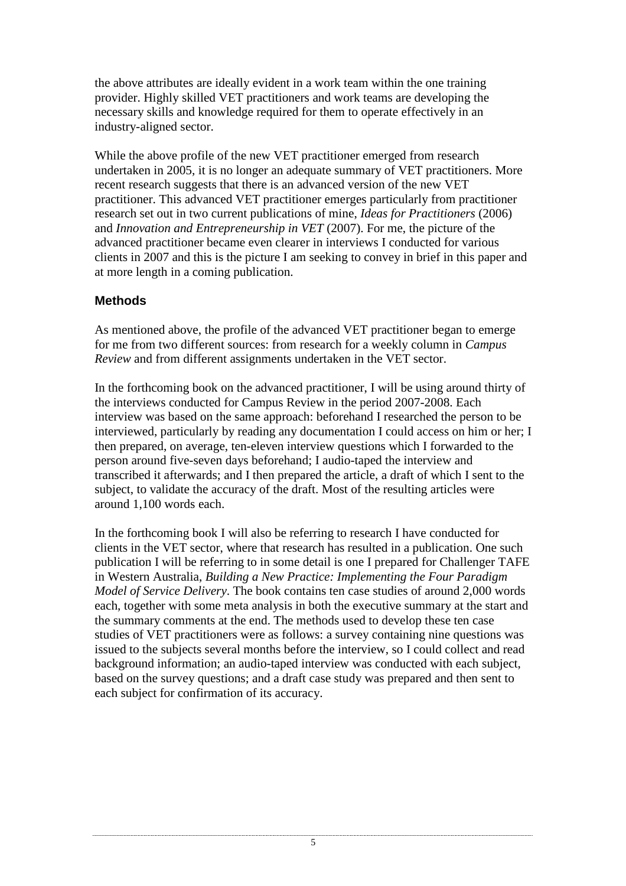the above attributes are ideally evident in a work team within the one training provider. Highly skilled VET practitioners and work teams are developing the necessary skills and knowledge required for them to operate effectively in an industry-aligned sector.

While the above profile of the new VET practitioner emerged from research undertaken in 2005, it is no longer an adequate summary of VET practitioners. More recent research suggests that there is an advanced version of the new VET practitioner. This advanced VET practitioner emerges particularly from practitioner research set out in two current publications of mine, *Ideas for Practitioners* (2006) and *Innovation and Entrepreneurship in VET* (2007). For me, the picture of the advanced practitioner became even clearer in interviews I conducted for various clients in 2007 and this is the picture I am seeking to convey in brief in this paper and at more length in a coming publication.

## Methods

As mentioned above, the profile of the advanced VET practitioner began to emerge for me from two different sources: from research for a weekly column in *Campus Review* and from different assignments undertaken in the VET sector.

In the forthcoming book on the advanced practitioner, I will be using around thirty of the interviews conducted for Campus Review in the period 2007-2008. Each interview was based on the same approach: beforehand I researched the person to be interviewed, particularly by reading any documentation I could access on him or her; I then prepared, on average, ten-eleven interview questions which I forwarded to the person around five-seven days beforehand; I audio-taped the interview and transcribed it afterwards; and I then prepared the article, a draft of which I sent to the subject, to validate the accuracy of the draft. Most of the resulting articles were around 1,100 words each.

In the forthcoming book I will also be referring to research I have conducted for clients in the VET sector, where that research has resulted in a publication. One such publication I will be referring to in some detail is one I prepared for Challenger TAFE in Western Australia, *Building a New Practice: Implementing the Four Paradigm Model of Service Delivery*. The book contains ten case studies of around 2,000 words each, together with some meta analysis in both the executive summary at the start and the summary comments at the end. The methods used to develop these ten case studies of VET practitioners were as follows: a survey containing nine questions was issued to the subjects several months before the interview, so I could collect and read background information; an audio-taped interview was conducted with each subject, based on the survey questions; and a draft case study was prepared and then sent to each subject for confirmation of its accuracy.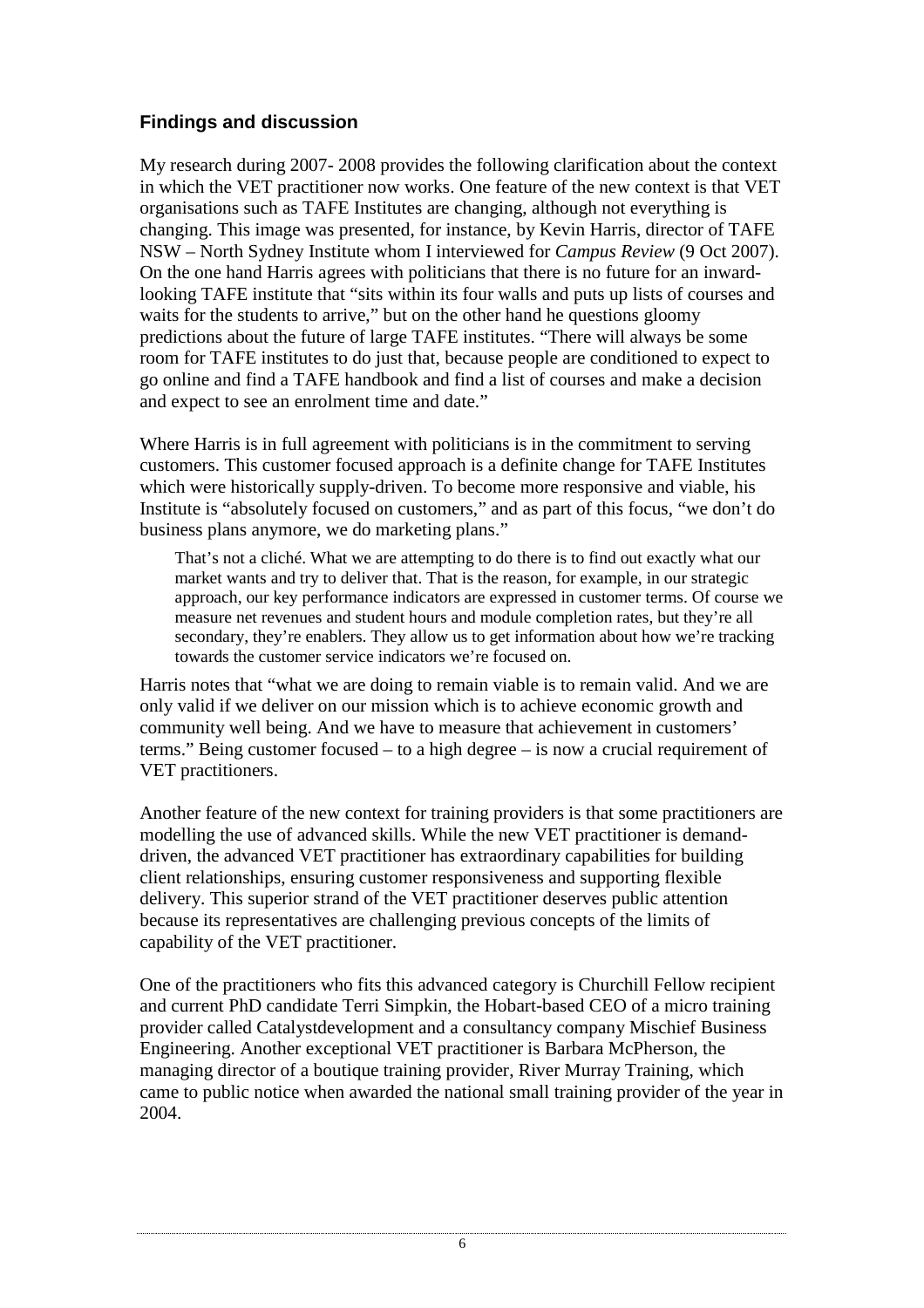## Findings and discussion

My research during 2007- 2008 provides the following clarification about the context in which the VET practitioner now works. One feature of the new context is that VET organisations such as TAFE Institutes are changing, although not everything is changing. This image was presented, for instance, by Kevin Harris, director of TAFE NSW – North Sydney Institute whom I interviewed for *Campus Review* (9 Oct 2007). On the one hand Harris agrees with politicians that there is no future for an inward-looking TAFE institute that "sits within its four walls and puts up lists of courses and waits for the students to arrive," but on the other hand he questions gloomy predictions about the future of large TAFE institutes. "There will always be some room for TAFE institutes to do just that, because people are conditioned to expect to go online and find a TAFE handbook and find a list of courses and make a decision and expect to see an enrolment time and date."

Where Harris is in full agreement with politicians is in the commitment to serving customers. This customer focused approach is a definite change for TAFE Institutes which were historically supply-driven. To become more responsive and viable, his Institute is "absolutely focused on customers," and as part of this focus, "we don't do business plans anymore, we do marketing plans."

> That's not a cliché. What we are attempting to do there is to find out exactly what our market wants and try to deliver that. That is the reason, for example, in our strategic approach, our key performance indicators are expressed in customer terms. Of course we measure net revenues and student hours and module completion rates, but they're all secondary, they're enablers. They allow us to get information about how we're tracking towards the customer service indicators we're focused on.

Harris notes that "what we are doing to remain viable is to remain valid. And we are only valid if we deliver on our mission which is to achieve economic growth and community well being. And we have to measure that achievement in customers' terms." Being customer focused – to a high degree – is now a crucial requirement of VET practitioners.

Another feature of the new context for training providers is that some practitioners are modelling the use of advanced skills. While the new VET practitioner is demand-driven, the advanced VET practitioner has extraordinary capabilities for building client relationships, ensuring customer responsiveness and supporting flexible delivery. This superior strand of the VET practitioner deserves public attention because its representatives are challenging previous concepts of the limits of capability of the VET practitioner.

One of the practitioners who fits this advanced category is Churchill Fellow recipient and current PhD candidate Terri Simpkin, the Hobart-based CEO of a micro training provider called Catalystdevelopment and a consultancy company Mischief Business Engineering. Another exceptional VET practitioner is Barbara McPherson, the managing director of a boutique training provider, River Murray Training, which came to public notice when awarded the national small training provider of the year in 2004.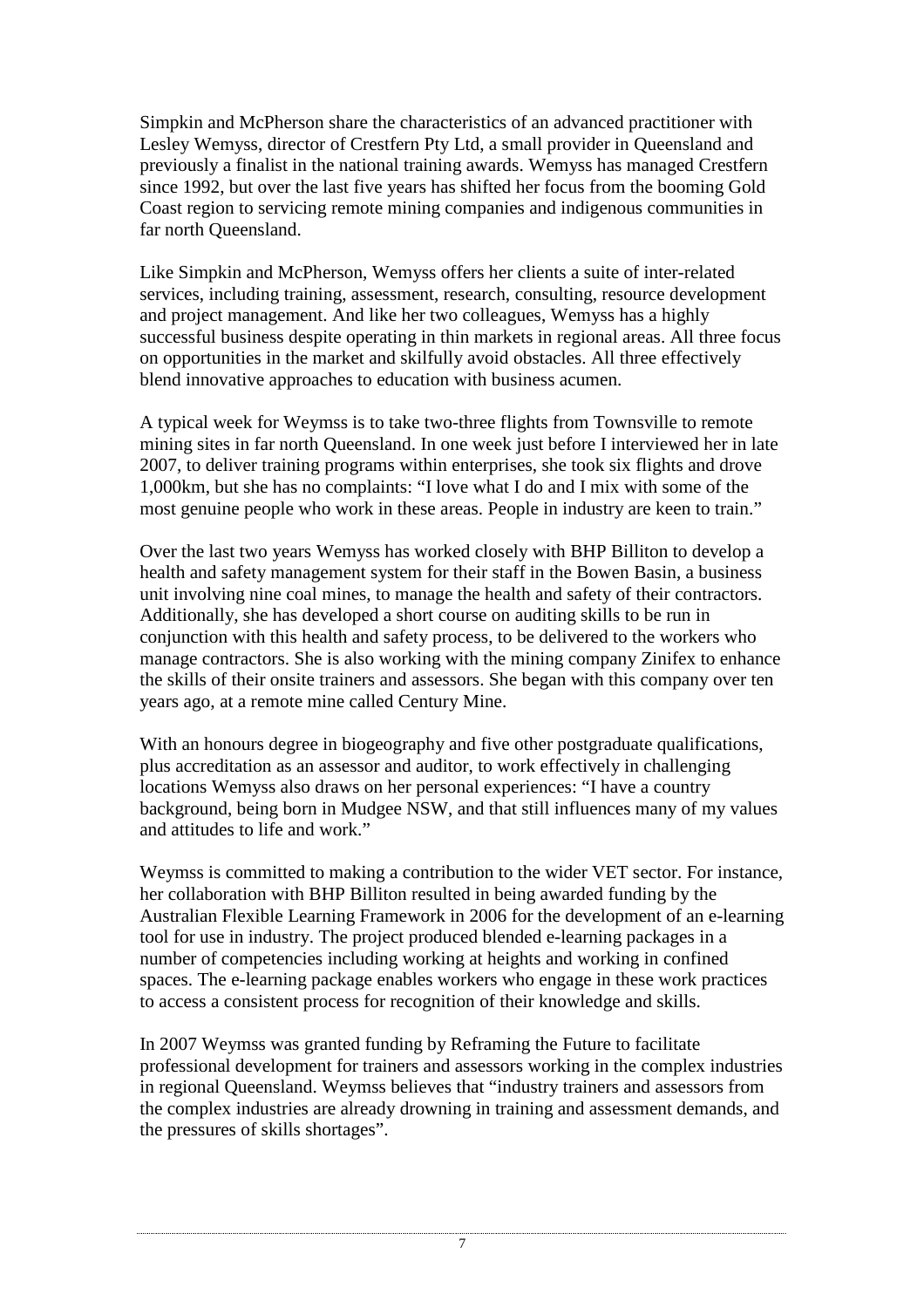Simpkin and McPherson share the characteristics of an advanced practitioner with Lesley Wemyss, director of Crestfern Pty Ltd, a small provider in Queensland and previously a finalist in the national training awards. Wemyss has managed Crestfern since 1992, but over the last five years has shifted her focus from the booming Gold Coast region to servicing remote mining companies and indigenous communities in far north Queensland.

Like Simpkin and McPherson, Wemyss offers her clients a suite of inter-related services, including training, assessment, research, consulting, resource development and project management. And like her two colleagues, Wemyss has a highly successful business despite operating in thin markets in regional areas. All three focus on opportunities in the market and skilfully avoid obstacles. All three effectively blend innovative approaches to education with business acumen.

A typical week for Weymss is to take two-three flights from Townsville to remote mining sites in far north Queensland. In one week just before I interviewed her in late 2007, to deliver training programs within enterprises, she took six flights and drove 1,000km, but she has no complaints: "I love what I do and I mix with some of the most genuine people who work in these areas. People in industry are keen to train."

Over the last two years Wemyss has worked closely with BHP Billiton to develop a health and safety management system for their staff in the Bowen Basin, a business unit involving nine coal mines, to manage the health and safety of their contractors. Additionally, she has developed a short course on auditing skills to be run in conjunction with this health and safety process, to be delivered to the workers who manage contractors. She is also working with the mining company Zinifex to enhance the skills of their onsite trainers and assessors. She began with this company over ten years ago, at a remote mine called Century Mine.

With an honours degree in biogeography and five other postgraduate qualifications, plus accreditation as an assessor and auditor, to work effectively in challenging locations Wemyss also draws on her personal experiences: "I have a country background, being born in Mudgee NSW, and that still influences many of my values and attitudes to life and work."

Weymss is committed to making a contribution to the wider VET sector. For instance, her collaboration with BHP Billiton resulted in being awarded funding by the Australian Flexible Learning Framework in 2006 for the development of an e-learning tool for use in industry. The project produced blended e-learning packages in a number of competencies including working at heights and working in confined spaces. The e-learning package enables workers who engage in these work practices to access a consistent process for recognition of their knowledge and skills.

In 2007 Weymss was granted funding by Reframing the Future to facilitate professional development for trainers and assessors working in the complex industries in regional Queensland. Weymss believes that "industry trainers and assessors from the complex industries are already drowning in training and assessment demands, and the pressures of skills shortages".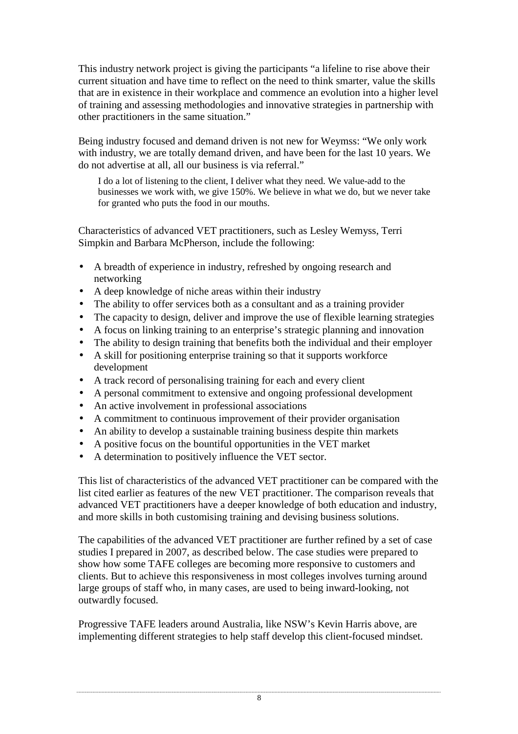This industry network project is giving the participants "a lifeline to rise above their current situation and have time to reflect on the need to think smarter, value the skills that are in existence in their workplace and commence an evolution into a higher level of training and assessing methodologies and innovative strategies in partnership with other practitioners in the same situation."

Being industry focused and demand driven is not new for Weymss: "We only work with industry, we are totally demand driven, and have been for the last 10 years. We do not advertise at all, all our business is via referral."

> I do a lot of listening to the client, I deliver what they need. We value-add to the businesses we work with, we give 150%. We believe in what we do, but we never take for granted who puts the food in our mouths.

Characteristics of advanced VET practitioners, such as Lesley Wemyss, Terri Simpkin and Barbara McPherson, include the following:

- A breadth of experience in industry, refreshed by ongoing research and networking
- A deep knowledge of niche areas within their industry
- The ability to offer services both as a consultant and as a training provider
- The capacity to design, deliver and improve the use of flexible learning strategies
- A focus on linking training to an enterprise's strategic planning and innovation
- The ability to design training that benefits both the individual and their employer
- A skill for positioning enterprise training so that it supports workforce development
- A track record of personalising training for each and every client
- A personal commitment to extensive and ongoing professional development
- An active involvement in professional associations
- A commitment to continuous improvement of their provider organisation
- An ability to develop a sustainable training business despite thin markets
- A positive focus on the bountiful opportunities in the VET market
- A determination to positively influence the VET sector.

This list of characteristics of the advanced VET practitioner can be compared with the list cited earlier as features of the new VET practitioner. The comparison reveals that advanced VET practitioners have a deeper knowledge of both education and industry, and more skills in both customising training and devising business solutions.

The capabilities of the advanced VET practitioner are further refined by a set of case studies I prepared in 2007, as described below. The case studies were prepared to show how some TAFE colleges are becoming more responsive to customers and clients. But to achieve this responsiveness in most colleges involves turning around large groups of staff who, in many cases, are used to being inward-looking, not outwardly focused.

Progressive TAFE leaders around Australia, like NSW's Kevin Harris above, are implementing different strategies to help staff develop this client-focused mindset.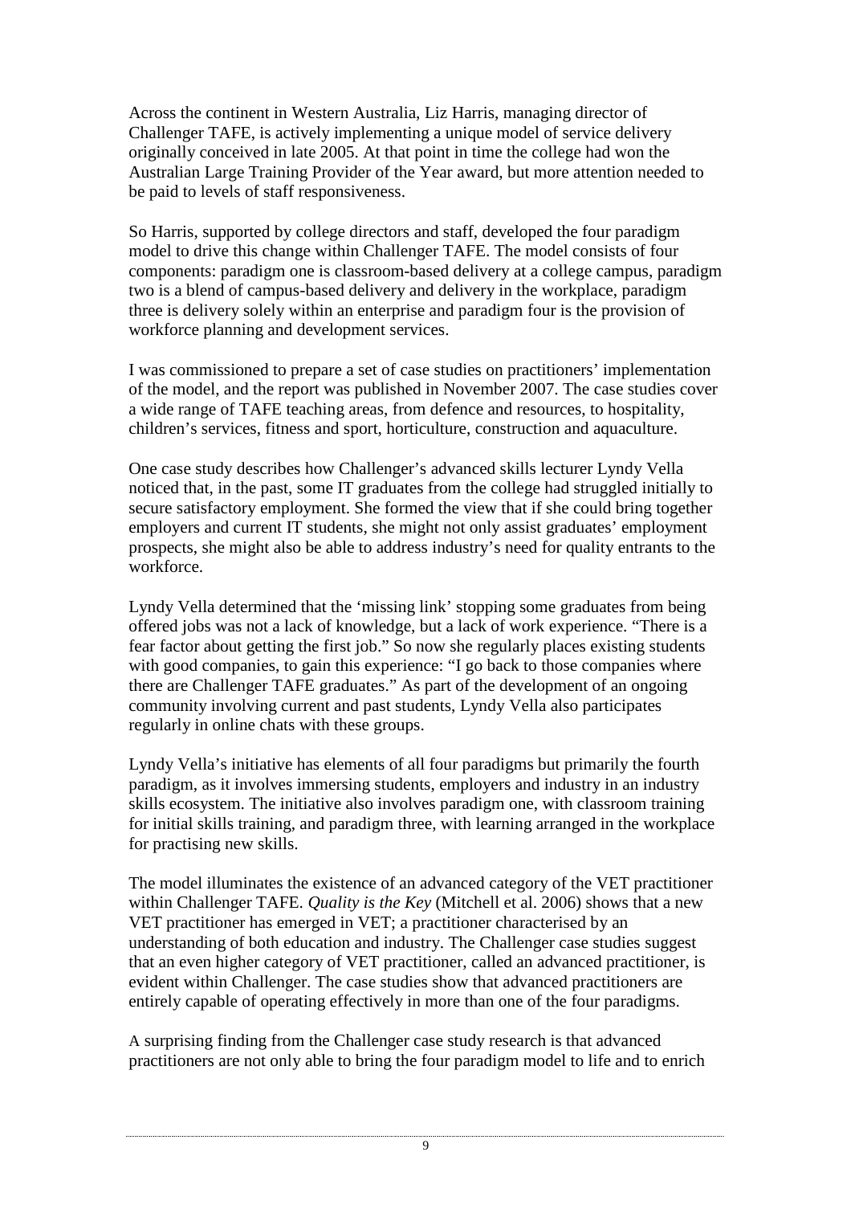Across the continent in Western Australia, Liz Harris, managing director of Challenger TAFE, is actively implementing a unique model of service delivery originally conceived in late 2005. At that point in time the college had won the Australian Large Training Provider of the Year award, but more attention needed to be paid to levels of staff responsiveness.

So Harris, supported by college directors and staff, developed the four paradigm model to drive this change within Challenger TAFE. The model consists of four components: paradigm one is classroom-based delivery at a college campus, paradigm two is a blend of campus-based delivery and delivery in the workplace, paradigm three is delivery solely within an enterprise and paradigm four is the provision of workforce planning and development services.

I was commissioned to prepare a set of case studies on practitioners' implementation of the model, and the report was published in November 2007. The case studies cover a wide range of TAFE teaching areas, from defence and resources, to hospitality, children's services, fitness and sport, horticulture, construction and aquaculture.

One case study describes how Challenger's advanced skills lecturer Lyndy Vella noticed that, in the past, some IT graduates from the college had struggled initially to secure satisfactory employment. She formed the view that if she could bring together employers and current IT students, she might not only assist graduates' employment prospects, she might also be able to address industry's need for quality entrants to the workforce.

Lyndy Vella determined that the 'missing link' stopping some graduates from being offered jobs was not a lack of knowledge, but a lack of work experience. "There is a fear factor about getting the first job." So now she regularly places existing students with good companies, to gain this experience: "I go back to those companies where there are Challenger TAFE graduates." As part of the development of an ongoing community involving current and past students, Lyndy Vella also participates regularly in online chats with these groups.

Lyndy Vella's initiative has elements of all four paradigms but primarily the fourth paradigm, as it involves immersing students, employers and industry in an industry skills ecosystem. The initiative also involves paradigm one, with classroom training for initial skills training, and paradigm three, with learning arranged in the workplace for practising new skills.

The model illuminates the existence of an advanced category of the VET practitioner within Challenger TAFE. *Quality is the Key* (Mitchell et al. 2006) shows that a new VET practitioner has emerged in VET; a practitioner characterised by an understanding of both education and industry. The Challenger case studies suggest that an even higher category of VET practitioner, called an advanced practitioner, is evident within Challenger. The case studies show that advanced practitioners are entirely capable of operating effectively in more than one of the four paradigms.

A surprising finding from the Challenger case study research is that advanced practitioners are not only able to bring the four paradigm model to life and to enrich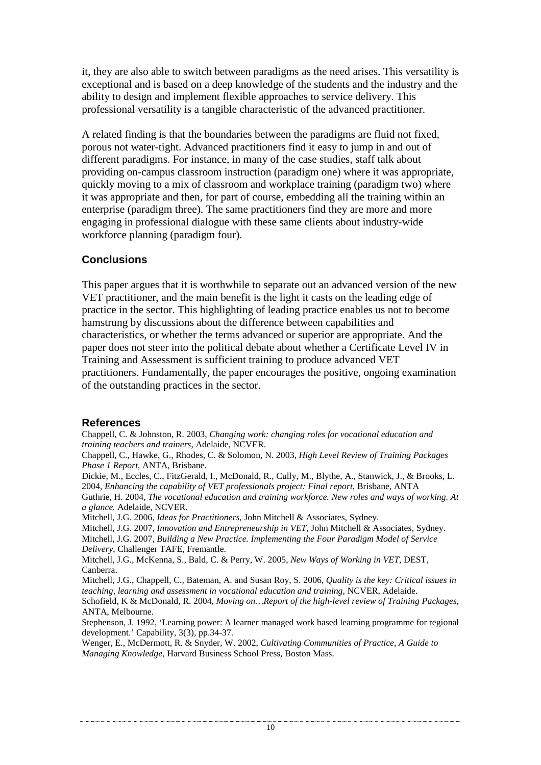it, they are also able to switch between paradigms as the need arises. This versatility is exceptional and is based on a deep knowledge of the students and the industry and the ability to design and implement flexible approaches to service delivery. This professional versatility is a tangible characteristic of the advanced practitioner.

A related finding is that the boundaries between the paradigms are fluid not fixed, porous not water-tight. Advanced practitioners find it easy to jump in and out of different paradigms. For instance, in many of the case studies, staff talk about providing on-campus classroom instruction (paradigm one) where it was appropriate, quickly moving to a mix of classroom and workplace training (paradigm two) where it was appropriate and then, for part of course, embedding all the training within an enterprise (paradigm three). The same practitioners find they are more and more engaging in professional dialogue with these same clients about industry-wide workforce planning (paradigm four).

## Conclusions

This paper argues that it is worthwhile to separate out an advanced version of the new VET practitioner, and the main benefit is the light it casts on the leading edge of practice in the sector. This highlighting of leading practice enables us not to become hamstrung by discussions about the difference between capabilities and characteristics, or whether the terms advanced or superior are appropriate. And the paper does not steer into the political debate about whether a Certificate Level IV in Training and Assessment is sufficient training to produce advanced VET practitioners. Fundamentally, the paper encourages the positive, ongoing examination of the outstanding practices in the sector.

## References

Chappell, C. & Johnston, R. 2003, *Changing work: changing roles for vocational education and training teachers and trainers*, Adelaide, NCVER.

Chappell, C., Hawke, G., Rhodes, C. & Solomon, N. 2003, *High Level Review of Training Packages Phase 1 Report*, ANTA, Brisbane.

Dickie, M., Eccles, C., FitzGerald, I., McDonald, R., Cully, M., Blythe, A., Stanwick, J., & Brooks, L. 2004, *Enhancing the capability of VET professionals project: Final report*, Brisbane, ANTA

Guthrie, H. 2004, *The vocational education and training workforce. New roles and ways of working. At a glance.* Adelaide, NCVER.

Mitchell, J.G. 2006, *Ideas for Practitioners*, John Mitchell & Associates, Sydney.

Mitchell, J.G. 2007, *Innovation and Entrepreneurship in VET*, John Mitchell & Associates, Sydney.

Mitchell, J.G. 2007, *Building a New Practice. Implementing the Four Paradigm Model of Service Delivery*, Challenger TAFE, Fremantle.

Mitchell, J.G., McKenna, S., Bald, C. & Perry, W. 2005, *New Ways of Working in VET*, DEST, Canberra.

Mitchell, J.G., Chappell, C., Bateman, A. and Susan Roy, S. 2006, *Quality is the key: Critical issues in teaching, learning and assessment in vocational education and training*, NCVER, Adelaide.

Schofield, K & McDonald, R. 2004, *Moving on…Report of the high-level review of Training Packages*, ANTA, Melbourne.

Stephenson, J. 1992, 'Learning power: A learner managed work based learning programme for regional development.' Capability, 3(3), pp.34-37.

Wenger, E., McDermott, R. & Snyder, W. 2002, *Cultivating Communities of Practice, A Guide to Managing Knowledge*, Harvard Business School Press, Boston Mass.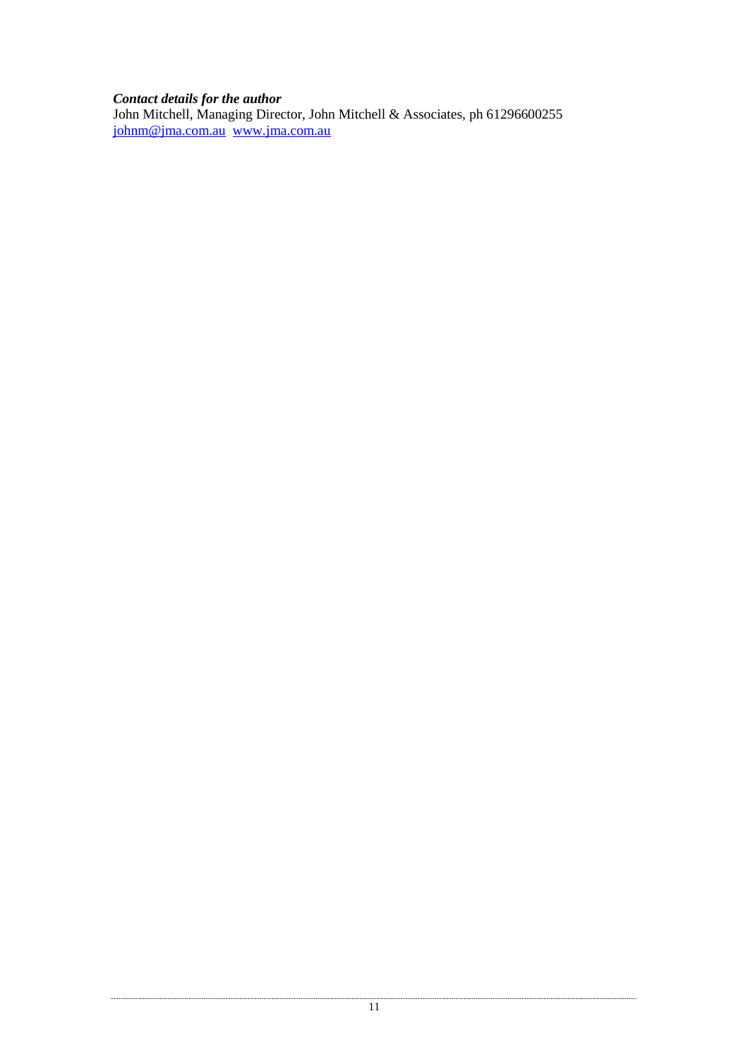***Contact details for the author***

John Mitchell, Managing Director, John Mitchell & Associates, ph 61296600255
johnm@jma.com.au www.jma.com.au